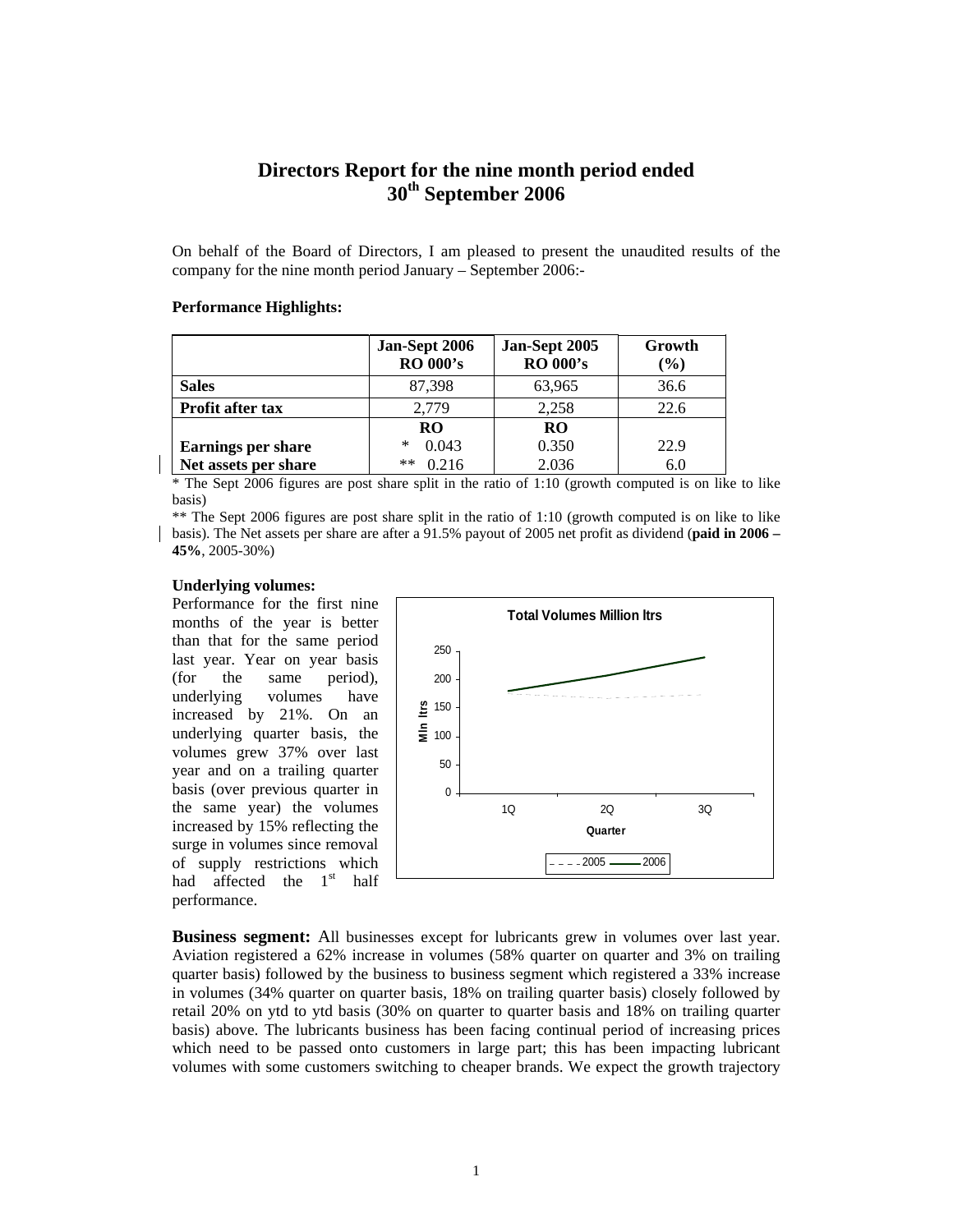# Directors Report for the nine month period ended 30th September 2006

On behalf of the Board of Directors, I am pleased to present the unaudited results of the company for the nine month period January – September 2006:-

**Performance Highlights:**

| | Jan-Sept 2006 RO 000's | Jan-Sept 2005 RO 000's | Growth (%) |
|---|---|---|---|
| **Sales** | 87,398 | 63,965 | 36.6 |
| **Profit after tax** | 2,779 | 2,258 | 22.6 |
| | RO | RO | |
| **Earnings per share** | * 0.043 | 0.350 | 22.9 |
| **Net assets per share** | ** 0.216 | 2.036 | 6.0 |

\* The Sept 2006 figures are post share split in the ratio of 1:10 (growth computed is on like to like basis)

** The Sept 2006 figures are post share split in the ratio of 1:10 (growth computed is on like to like basis). The Net assets per share are after a 91.5% payout of 2005 net profit as dividend (**paid in 2006 – 45%**, 2005-30%)

**Underlying volumes:**

Performance for the first nine months of the year is better than that for the same period last year. Year on year basis (for the same period), underlying volumes have increased by 21%. On an underlying quarter basis, the volumes grew 37% over last year and on a trailing quarter basis (over previous quarter in the same year) the volumes increased by 15% reflecting the surge in volumes since removal of supply restrictions which had affected the 1st half performance.

**Business segment:** All businesses except for lubricants grew in volumes over last year. Aviation registered a 62% increase in volumes (58% quarter on quarter and 3% on trailing quarter basis) followed by the business to business segment which registered a 33% increase in volumes (34% quarter on quarter basis, 18% on trailing quarter basis) closely followed by retail 20% on ytd to ytd basis (30% on quarter to quarter basis and 18% on trailing quarter basis) above. The lubricants business has been facing continual period of increasing prices which need to be passed onto customers in large part; this has been impacting lubricant volumes with some customers switching to cheaper brands. We expect the growth trajectory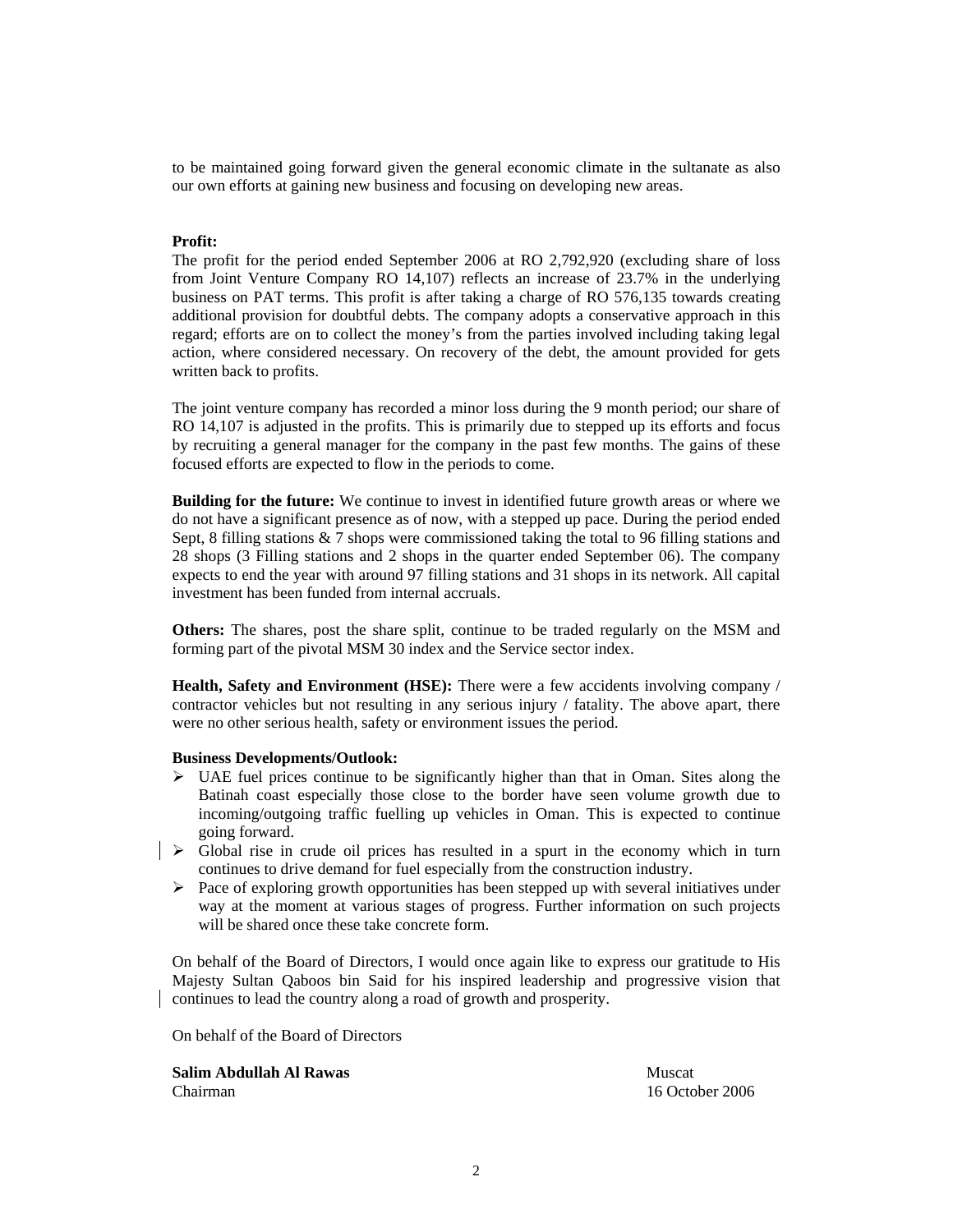to be maintained going forward given the general economic climate in the sultanate as also our own efforts at gaining new business and focusing on developing new areas.

**Profit:**
The profit for the period ended September 2006 at RO 2,792,920 (excluding share of loss from Joint Venture Company RO 14,107) reflects an increase of 23.7% in the underlying business on PAT terms. This profit is after taking a charge of RO 576,135 towards creating additional provision for doubtful debts. The company adopts a conservative approach in this regard; efforts are on to collect the money's from the parties involved including taking legal action, where considered necessary. On recovery of the debt, the amount provided for gets written back to profits.

The joint venture company has recorded a minor loss during the 9 month period; our share of RO 14,107 is adjusted in the profits. This is primarily due to stepped up its efforts and focus by recruiting a general manager for the company in the past few months. The gains of these focused efforts are expected to flow in the periods to come.

**Building for the future:** We continue to invest in identified future growth areas or where we do not have a significant presence as of now, with a stepped up pace. During the period ended Sept, 8 filling stations & 7 shops were commissioned taking the total to 96 filling stations and 28 shops (3 Filling stations and 2 shops in the quarter ended September 06). The company expects to end the year with around 97 filling stations and 31 shops in its network. All capital investment has been funded from internal accruals.

**Others:** The shares, post the share split, continue to be traded regularly on the MSM and forming part of the pivotal MSM 30 index and the Service sector index.

**Health, Safety and Environment (HSE):** There were a few accidents involving company / contractor vehicles but not resulting in any serious injury / fatality. The above apart, there were no other serious health, safety or environment issues the period.

**Business Developments/Outlook:**

- UAE fuel prices continue to be significantly higher than that in Oman. Sites along the Batinah coast especially those close to the border have seen volume growth due to incoming/outgoing traffic fuelling up vehicles in Oman. This is expected to continue going forward.
- Global rise in crude oil prices has resulted in a spurt in the economy which in turn continues to drive demand for fuel especially from the construction industry.
- Pace of exploring growth opportunities has been stepped up with several initiatives under way at the moment at various stages of progress. Further information on such projects will be shared once these take concrete form.

On behalf of the Board of Directors, I would once again like to express our gratitude to His Majesty Sultan Qaboos bin Said for his inspired leadership and progressive vision that continues to lead the country along a road of growth and prosperity.

On behalf of the Board of Directors

**Salim Abdullah Al Rawas**
Chairman

Muscat
16 October 2006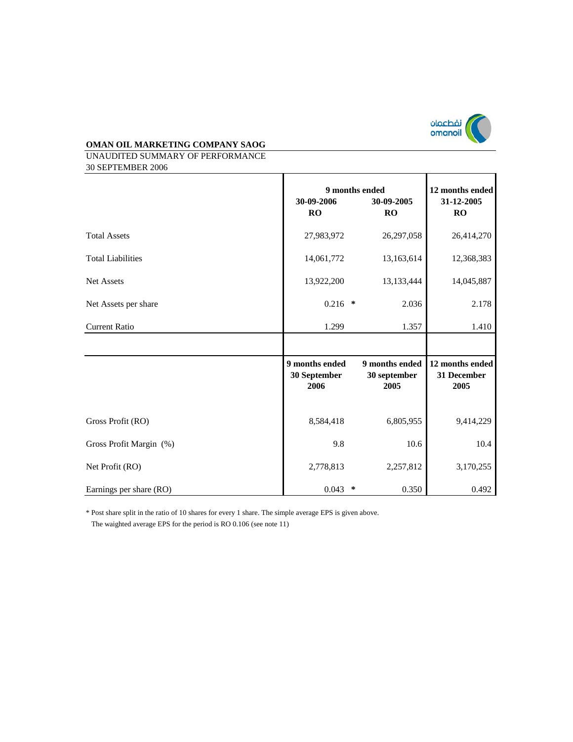**OMAN OIL MARKETING COMPANY SAOG**

UNAUDITED SUMMARY OF PERFORMANCE

30 SEPTEMBER 2006

| | 9 months ended | | 12 months ended |
|---|---|---|---|
| | **30-09-2006 RO** | **30-09-2005 RO** | **31-12-2005 RO** |
| Total Assets | 27,983,972 | 26,297,058 | 26,414,270 |
| Total Liabilities | 14,061,772 | 13,163,614 | 12,368,383 |
| Net Assets | 13,922,200 | 13,133,444 | 14,045,887 |
| Net Assets per share | 0.216 * | 2.036 | 2.178 |
| Current Ratio | 1.299 | 1.357 | 1.410 |

| | **9 months ended 30 September 2006** | **9 months ended 30 september 2005** | **12 months ended 31 December 2005** |
|---|---|---|---|
| Gross Profit (RO) | 8,584,418 | 6,805,955 | 9,414,229 |
| Gross Profit Margin (%) | 9.8 | 10.6 | 10.4 |
| Net Profit (RO) | 2,778,813 | 2,257,812 | 3,170,255 |
| Earnings per share (RO) | 0.043 * | 0.350 | 0.492 |

\* Post share split in the ratio of 10 shares for every 1 share. The simple average EPS is given above.
The waighted average EPS for the period is RO 0.106 (see note 11)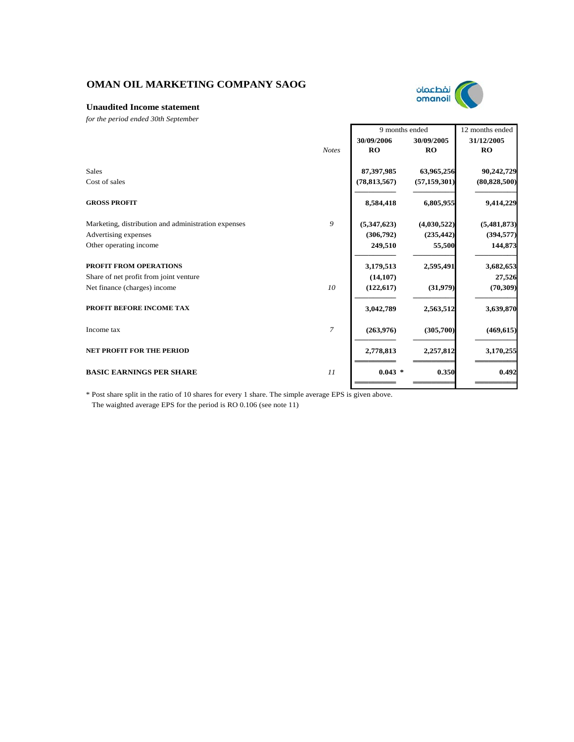# OMAN OIL MARKETING COMPANY SAOG

## Unaudited Income statement

*for the period ended 30th September*

| | *Notes* | 9 months ended 30/09/2006 RO | 9 months ended 30/09/2005 RO | 12 months ended 31/12/2005 RO |
|---|---|---|---|---|
| Sales | | **87,397,985** | **63,965,256** | **90,242,729** |
| Cost of sales | | **(78,813,567)** | **(57,159,301)** | **(80,828,500)** |
| **GROSS PROFIT** | | **8,584,418** | **6,805,955** | **9,414,229** |
| Marketing, distribution and administration expenses | *9* | **(5,347,623)** | **(4,030,522)** | **(5,481,873)** |
| Advertising expenses | | **(306,792)** | **(235,442)** | **(394,577)** |
| Other operating income | | **249,510** | **55,500** | **144,873** |
| **PROFIT FROM OPERATIONS** | | **3,179,513** | **2,595,491** | **3,682,653** |
| Share of net profit from joint venture | | **(14,107)** | | **27,526** |
| Net finance (charges) income | *10* | **(122,617)** | **(31,979)** | **(70,309)** |
| **PROFIT BEFORE INCOME TAX** | | **3,042,789** | **2,563,512** | **3,639,870** |
| Income tax | *7* | **(263,976)** | **(305,700)** | **(469,615)** |
| **NET PROFIT FOR THE PERIOD** | | **2,778,813** | **2,257,812** | **3,170,255** |
| **BASIC EARNINGS PER SHARE** | *11* | **0.043 *** | **0.350** | **0.492** |

* Post share split in the ratio of 10 shares for every 1 share. The simple average EPS is given above.
The waighted average EPS for the period is RO 0.106 (see note 11)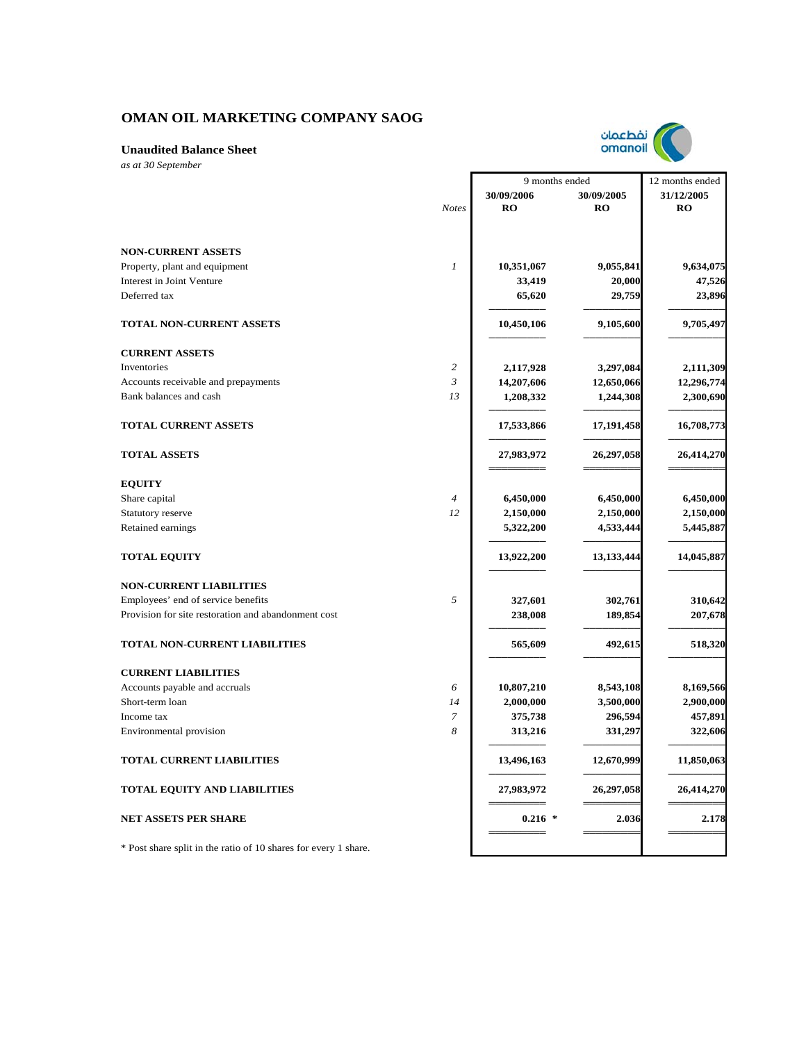# OMAN OIL MARKETING COMPANY SAOG

## Unaudited Balance Sheet

*as at 30 September*

| | Notes | 9 months ended 30/09/2006 RO | 9 months ended 30/09/2005 RO | 12 months ended 31/12/2005 RO |
|---|---|---|---|---|
| **NON-CURRENT ASSETS** | | | | |
| Property, plant and equipment | *1* | **10,351,067** | **9,055,841** | **9,634,075** |
| Interest in Joint Venture | | **33,419** | **20,000** | **47,526** |
| Deferred tax | | **65,620** | **29,759** | **23,896** |
| **TOTAL NON-CURRENT ASSETS** | | **10,450,106** | **9,105,600** | **9,705,497** |
| **CURRENT ASSETS** | | | | |
| Inventories | *2* | **2,117,928** | **3,297,084** | **2,111,309** |
| Accounts receivable and prepayments | *3* | **14,207,606** | **12,650,066** | **12,296,774** |
| Bank balances and cash | *13* | **1,208,332** | **1,244,308** | **2,300,690** |
| **TOTAL CURRENT ASSETS** | | **17,533,866** | **17,191,458** | **16,708,773** |
| **TOTAL ASSETS** | | **27,983,972** | **26,297,058** | **26,414,270** |
| **EQUITY** | | | | |
| Share capital | *4* | **6,450,000** | **6,450,000** | **6,450,000** |
| Statutory reserve | *12* | **2,150,000** | **2,150,000** | **2,150,000** |
| Retained earnings | | **5,322,200** | **4,533,444** | **5,445,887** |
| **TOTAL EQUITY** | | **13,922,200** | **13,133,444** | **14,045,887** |
| **NON-CURRENT LIABILITIES** | | | | |
| Employees' end of service benefits | *5* | **327,601** | **302,761** | **310,642** |
| Provision for site restoration and abandonment cost | | **238,008** | **189,854** | **207,678** |
| **TOTAL NON-CURRENT LIABILITIES** | | **565,609** | **492,615** | **518,320** |
| **CURRENT LIABILITIES** | | | | |
| Accounts payable and accruals | *6* | **10,807,210** | **8,543,108** | **8,169,566** |
| Short-term loan | *14* | **2,000,000** | **3,500,000** | **2,900,000** |
| Income tax | *7* | **375,738** | **296,594** | **457,891** |
| Environmental provision | *8* | **313,216** | **331,297** | **322,606** |
| **TOTAL CURRENT LIABILITIES** | | **13,496,163** | **12,670,999** | **11,850,063** |
| **TOTAL EQUITY AND LIABILITIES** | | **27,983,972** | **26,297,058** | **26,414,270** |
| **NET ASSETS PER SHARE** | | **0.216 *** | **2.036** | **2.178** |

\* Post share split in the ratio of 10 shares for every 1 share.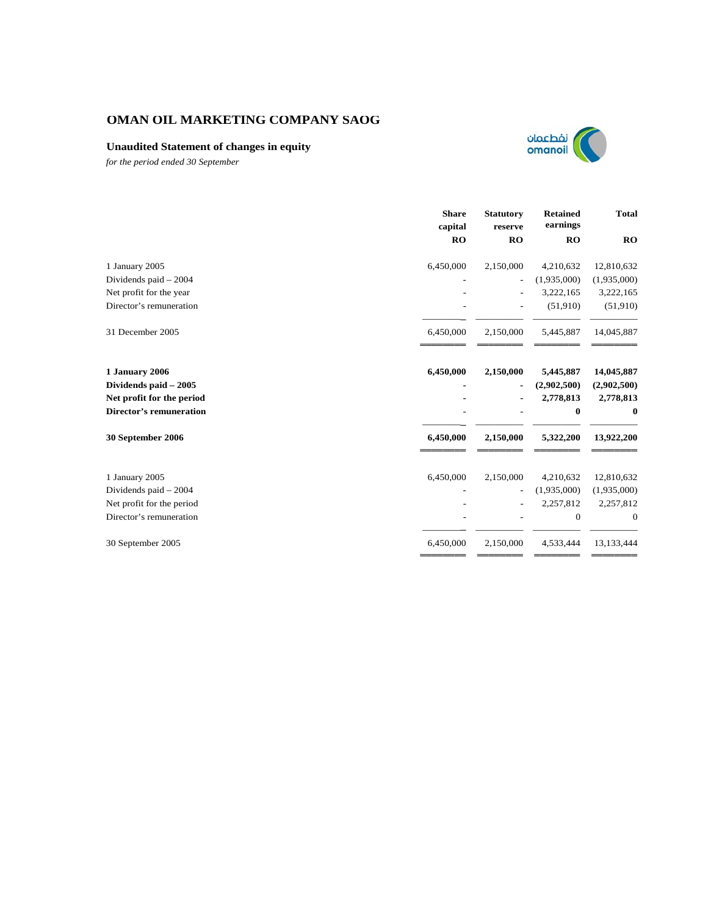# OMAN OIL MARKETING COMPANY SAOG

## Unaudited Statement of changes in equity

*for the period ended 30 September*

| | Share capital | Statutory reserve | Retained earnings | Total |
|---|---|---|---|---|
| | RO | RO | RO | RO |
| 1 January 2005 | 6,450,000 | 2,150,000 | 4,210,632 | 12,810,632 |
| Dividends paid – 2004 | - | - | (1,935,000) | (1,935,000) |
| Net profit for the year | - | - | 3,222,165 | 3,222,165 |
| Director's remuneration | - | - | (51,910) | (51,910) |
| 31 December 2005 | 6,450,000 | 2,150,000 | 5,445,887 | 14,045,887 |
| **1 January 2006** | **6,450,000** | **2,150,000** | **5,445,887** | **14,045,887** |
| **Dividends paid – 2005** | **-** | **-** | **(2,902,500)** | **(2,902,500)** |
| **Net profit for the period** | **-** | **-** | **2,778,813** | **2,778,813** |
| **Director's remuneration** | **-** | **-** | **0** | **0** |
| **30 September 2006** | **6,450,000** | **2,150,000** | **5,322,200** | **13,922,200** |
| 1 January 2005 | 6,450,000 | 2,150,000 | 4,210,632 | 12,810,632 |
| Dividends paid – 2004 | - | - | (1,935,000) | (1,935,000) |
| Net profit for the period | - | - | 2,257,812 | 2,257,812 |
| Director's remuneration | - | - | 0 | 0 |
| 30 September 2005 | 6,450,000 | 2,150,000 | 4,533,444 | 13,133,444 |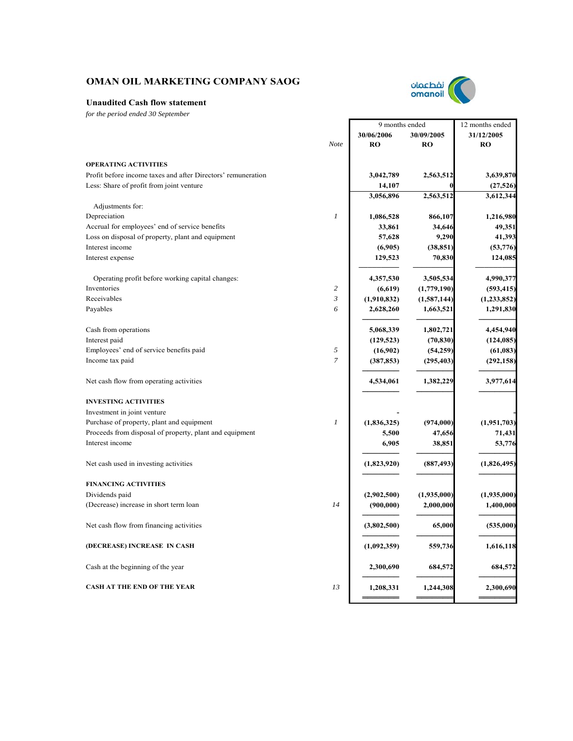# OMAN OIL MARKETING COMPANY SAOG

### Unaudited Cash flow statement

*for the period ended 30 September*

| | Note | 9 months ended 30/06/2006 RO | 9 months ended 30/09/2005 RO | 12 months ended 31/12/2005 RO |
|---|---|---|---|---|
| **OPERATING ACTIVITIES** | | | | |
| Profit before income taxes and after Directors' remuneration | | **3,042,789** | **2,563,512** | **3,639,870** |
| Less: Share of profit from joint venture | | **14,107** | **0** | **(27,526)** |
| | | **3,056,896** | **2,563,512** | **3,612,344** |
| Adjustments for: | | | | |
| Depreciation | *1* | **1,086,528** | **866,107** | **1,216,980** |
| Accrual for employees' end of service benefits | | **33,861** | **34,646** | **49,351** |
| Loss on disposal of property, plant and equipment | | **57,628** | **9,290** | **41,393** |
| Interest income | | **(6,905)** | **(38,851)** | **(53,776)** |
| Interest expense | | **129,523** | **70,830** | **124,085** |
| Operating profit before working capital changes: | | **4,357,530** | **3,505,534** | **4,990,377** |
| Inventories | *2* | **(6,619)** | **(1,779,190)** | **(593,415)** |
| Receivables | *3* | **(1,910,832)** | **(1,587,144)** | **(1,233,852)** |
| Payables | *6* | **2,628,260** | **1,663,521** | **1,291,830** |
| Cash from operations | | **5,068,339** | **1,802,721** | **4,454,940** |
| Interest paid | | **(129,523)** | **(70,830)** | **(124,085)** |
| Employees' end of service benefits paid | *5* | **(16,902)** | **(54,259)** | **(61,083)** |
| Income tax paid | *7* | **(387,853)** | **(295,403)** | **(292,158)** |
| Net cash flow from operating activities | | **4,534,061** | **1,382,229** | **3,977,614** |
| **INVESTING ACTIVITIES** | | | | |
| Investment in joint venture | | **-** | | **-** |
| Purchase of property, plant and equipment | *1* | **(1,836,325)** | **(974,000)** | **(1,951,703)** |
| Proceeds from disposal of property, plant and equipment | | **5,500** | **47,656** | **71,431** |
| Interest income | | **6,905** | **38,851** | **53,776** |
| Net cash used in investing activities | | **(1,823,920)** | **(887,493)** | **(1,826,495)** |
| **FINANCING ACTIVITIES** | | | | |
| Dividends paid | | **(2,902,500)** | **(1,935,000)** | **(1,935,000)** |
| (Decrease) increase in short term loan | *14* | **(900,000)** | **2,000,000** | **1,400,000** |
| Net cash flow from financing activities | | **(3,802,500)** | **65,000** | **(535,000)** |
| **(DECREASE) INCREASE IN CASH** | | **(1,092,359)** | **559,736** | **1,616,118** |
| Cash at the beginning of the year | | **2,300,690** | **684,572** | **684,572** |
| **CASH AT THE END OF THE YEAR** | *13* | **1,208,331** | **1,244,308** | **2,300,690** |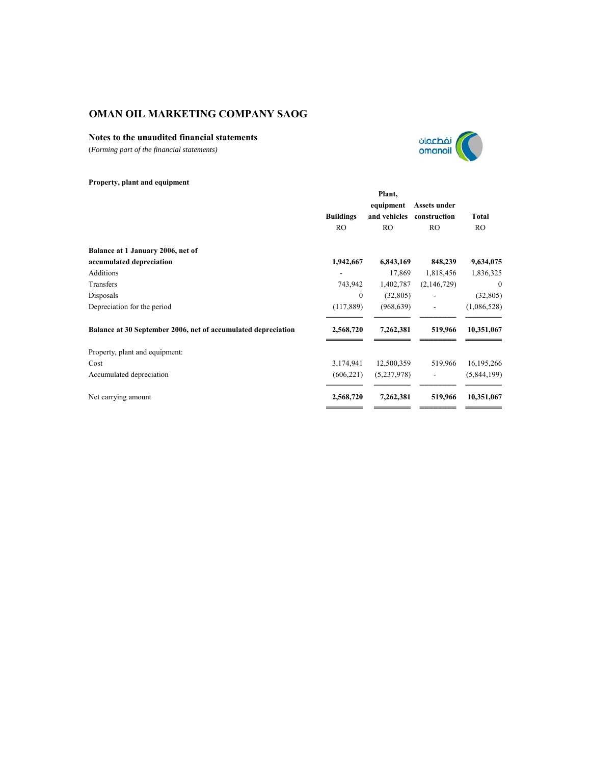# OMAN OIL MARKETING COMPANY SAOG

### Notes to the unaudited financial statements

*(Forming part of the financial statements)*

**Property, plant and equipment**

| | Buildings | Plant, equipment and vehicles | Assets under construction | Total |
|---|---|---|---|---|
| | RO | RO | RO | RO |
| **Balance at 1 January 2006, net of accumulated depreciation** | **1,942,667** | **6,843,169** | **848,239** | **9,634,075** |
| Additions | - | 17,869 | 1,818,456 | 1,836,325 |
| Transfers | 743,942 | 1,402,787 | (2,146,729) | 0 |
| Disposals | 0 | (32,805) | - | (32,805) |
| Depreciation for the period | (117,889) | (968,639) | - | (1,086,528) |
| **Balance at 30 September 2006, net of accumulated depreciation** | **2,568,720** | **7,262,381** | **519,966** | **10,351,067** |
| Property, plant and equipment: | | | | |
| Cost | 3,174,941 | 12,500,359 | 519,966 | 16,195,266 |
| Accumulated depreciation | (606,221) | (5,237,978) | - | (5,844,199) |
| Net carrying amount | **2,568,720** | **7,262,381** | **519,966** | **10,351,067** |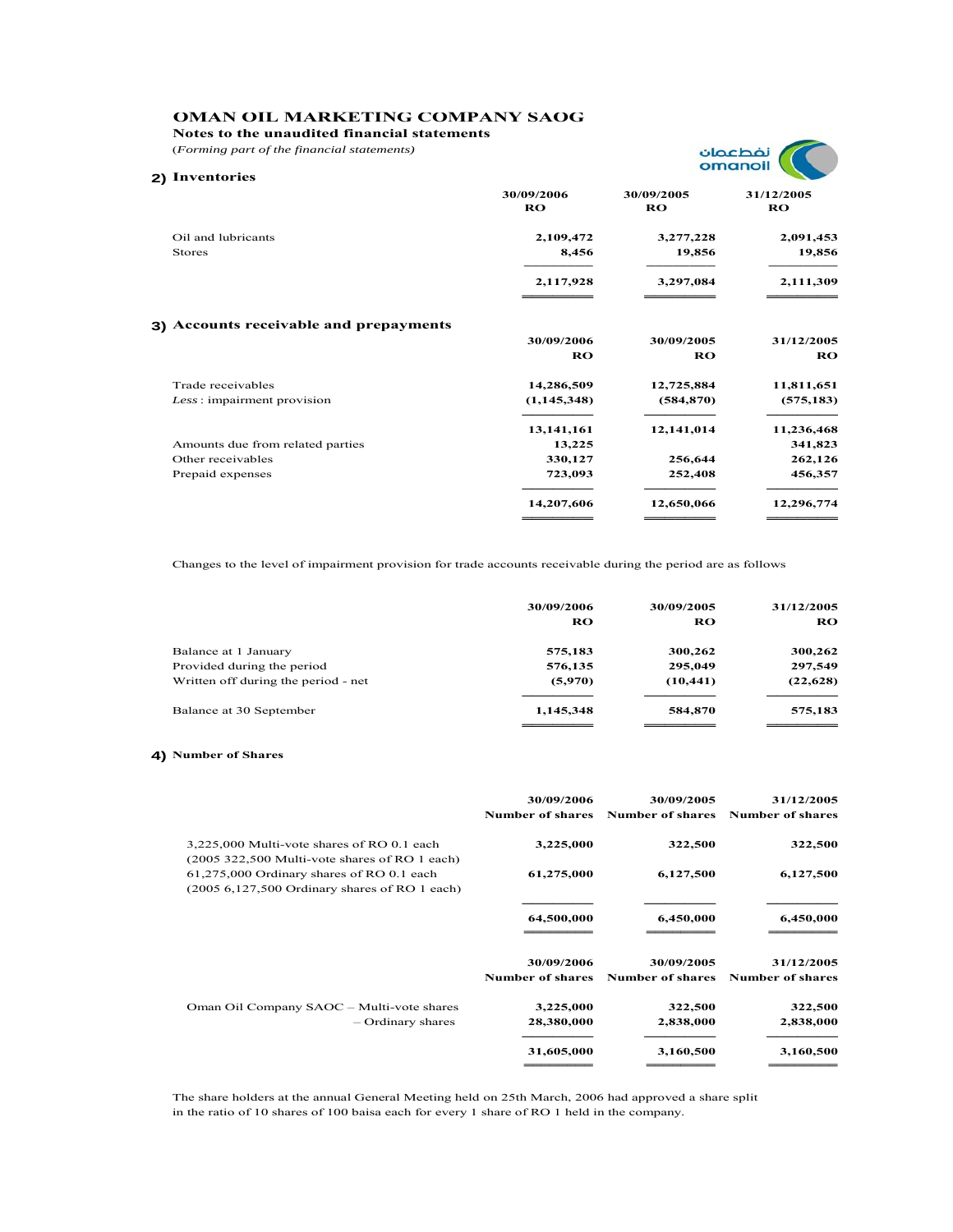# OMAN OIL MARKETING COMPANY SAOG

**Notes to the unaudited financial statements**

*(Forming part of the financial statements)*

## 2) Inventories

| | 30/09/2006<br>RO | 30/09/2005<br>RO | 31/12/2005<br>RO |
|---|---|---|---|
| Oil and lubricants | 2,109,472 | 3,277,228 | 2,091,453 |
| Stores | 8,456 | 19,856 | 19,856 |
| | 2,117,928 | 3,297,084 | 2,111,309 |

## 3) Accounts receivable and prepayments

| | 30/09/2006<br>RO | 30/09/2005<br>RO | 31/12/2005<br>RO |
|---|---|---|---|
| Trade receivables | 14,286,509 | 12,725,884 | 11,811,651 |
| *Less* : impairment provision | (1,145,348) | (584,870) | (575,183) |
| | 13,141,161 | 12,141,014 | 11,236,468 |
| Amounts due from related parties | 13,225 | | 341,823 |
| Other receivables | 330,127 | 256,644 | 262,126 |
| Prepaid expenses | 723,093 | 252,408 | 456,357 |
| | 14,207,606 | 12,650,066 | 12,296,774 |

Changes to the level of impairment provision for trade accounts receivable during the period are as follows

| | 30/09/2006<br>RO | 30/09/2005<br>RO | 31/12/2005<br>RO |
|---|---|---|---|
| Balance at 1 January | 575,183 | 300,262 | 300,262 |
| Provided during the period | 576,135 | 295,049 | 297,549 |
| Written off during the period - net | (5,970) | (10,441) | (22,628) |
| Balance at 30 September | 1,145,348 | 584,870 | 575,183 |

## 4) Number of Shares

| | 30/09/2006<br>Number of shares | 30/09/2005<br>Number of shares | 31/12/2005<br>Number of shares |
|---|---|---|---|
| 3,225,000 Multi-vote shares of RO 0.1 each (2005 322,500 Multi-vote shares of RO 1 each) | 3,225,000 | 322,500 | 322,500 |
| 61,275,000 Ordinary shares of RO 0.1 each (2005 6,127,500 Ordinary shares of RO 1 each) | 61,275,000 | 6,127,500 | 6,127,500 |
| | 64,500,000 | 6,450,000 | 6,450,000 |

| | 30/09/2006<br>Number of shares | 30/09/2005<br>Number of shares | 31/12/2005<br>Number of shares |
|---|---|---|---|
| Oman Oil Company SAOC – Multi-vote shares | 3,225,000 | 322,500 | 322,500 |
| – Ordinary shares | 28,380,000 | 2,838,000 | 2,838,000 |
| | 31,605,000 | 3,160,500 | 3,160,500 |

The share holders at the annual General Meeting held on 25th March, 2006 had approved a share split in the ratio of 10 shares of 100 baisa each for every 1 share of RO 1 held in the company.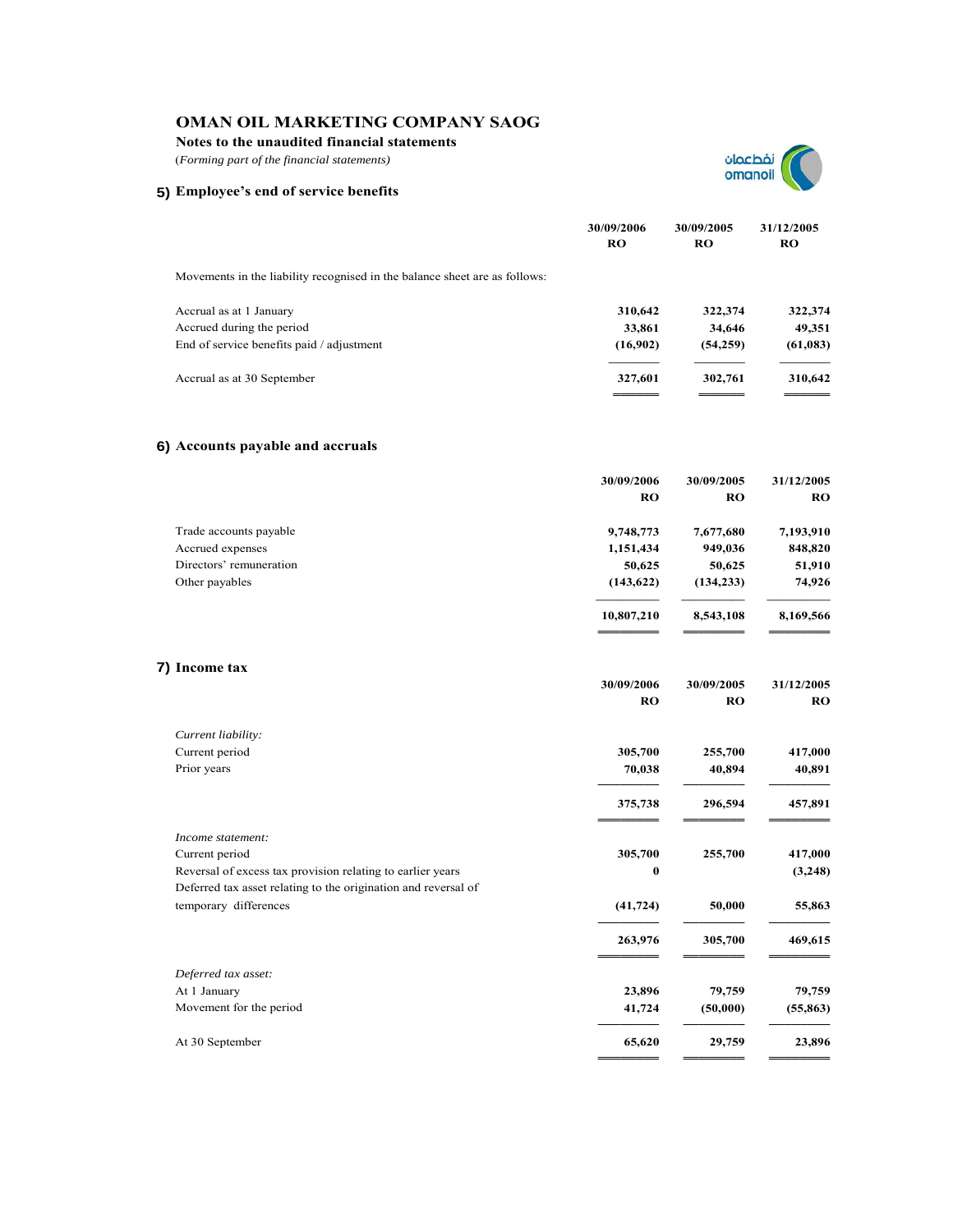# OMAN OIL MARKETING COMPANY SAOG

**Notes to the unaudited financial statements**

(*Forming part of the financial statements)*

## 5) Employee's end of service benefits

| | 30/09/2006 RO | 30/09/2005 RO | 31/12/2005 RO |
|---|---|---|---|
| Movements in the liability recognised in the balance sheet are as follows: | | | |
| Accrual as at 1 January | **310,642** | **322,374** | **322,374** |
| Accrued during the period | **33,861** | **34,646** | **49,351** |
| End of service benefits paid / adjustment | **(16,902)** | **(54,259)** | **(61,083)** |
| Accrual as at 30 September | **327,601** | **302,761** | **310,642** |

## 6) Accounts payable and accruals

| | 30/09/2006 RO | 30/09/2005 RO | 31/12/2005 RO |
|---|---|---|---|
| Trade accounts payable | **9,748,773** | **7,677,680** | **7,193,910** |
| Accrued expenses | **1,151,434** | **949,036** | **848,820** |
| Directors' remuneration | **50,625** | **50,625** | **51,910** |
| Other payables | **(143,622)** | **(134,233)** | **74,926** |
| | **10,807,210** | **8,543,108** | **8,169,566** |

## 7) Income tax

| | 30/09/2006 RO | 30/09/2005 RO | 31/12/2005 RO |
|---|---|---|---|
| *Current liability:* | | | |
| Current period | **305,700** | **255,700** | **417,000** |
| Prior years | **70,038** | **40,894** | **40,891** |
| | **375,738** | **296,594** | **457,891** |
| *Income statement:* | | | |
| Current period | **305,700** | **255,700** | **417,000** |
| Reversal of excess tax provision relating to earlier years | **0** | | **(3,248)** |
| Deferred tax asset relating to the origination and reversal of temporary differences | **(41,724)** | **50,000** | **55,863** |
| | **263,976** | **305,700** | **469,615** |
| *Deferred tax asset:* | | | |
| At 1 January | **23,896** | **79,759** | **79,759** |
| Movement for the period | **41,724** | **(50,000)** | **(55,863)** |
| At 30 September | **65,620** | **29,759** | **23,896** |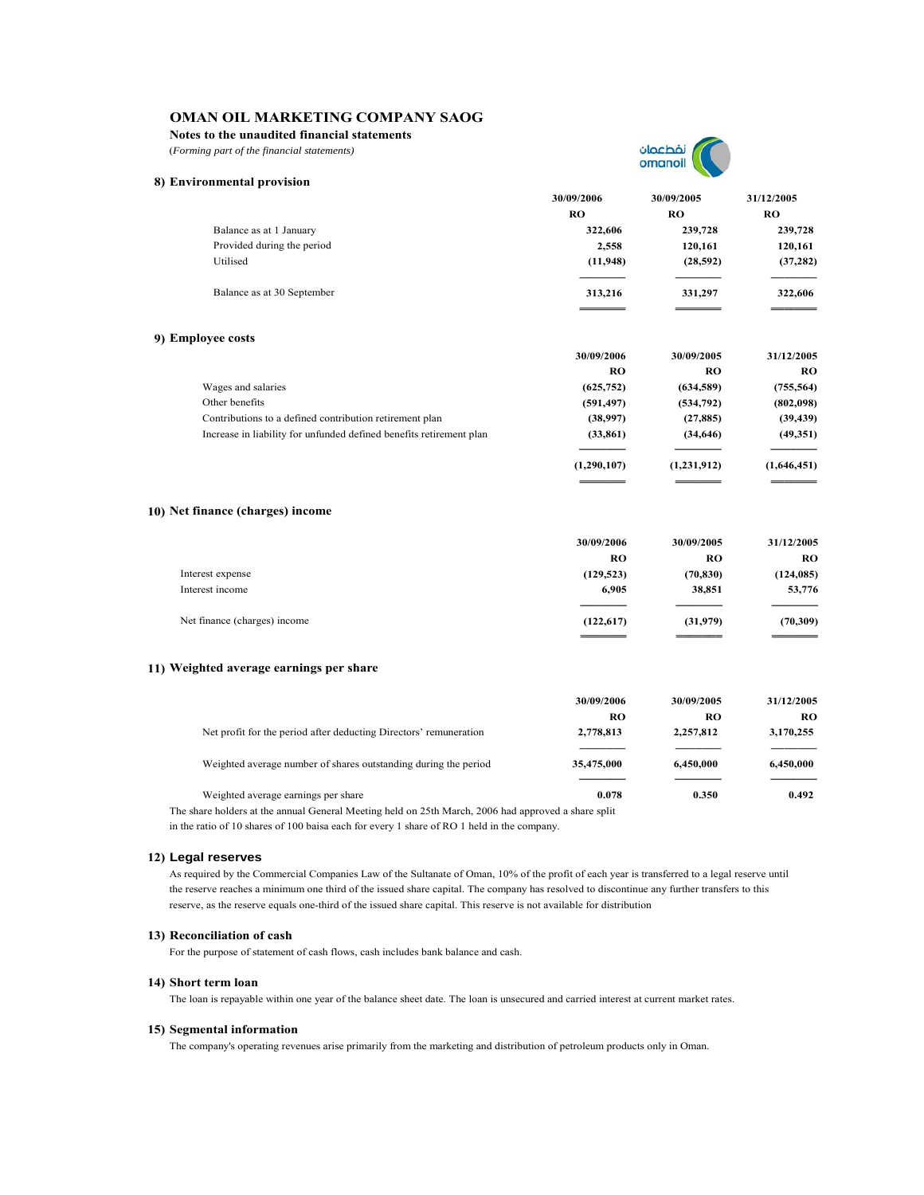# OMAN OIL MARKETING COMPANY SAOG

**Notes to the unaudited financial statements**

*(Forming part of the financial statements)*

## 8) Environmental provision

| | 30/09/2006 | 30/09/2005 | 31/12/2005 |
|---|---|---|---|
| | RO | RO | RO |
| Balance as at 1 January | 322,606 | 239,728 | 239,728 |
| Provided during the period | 2,558 | 120,161 | 120,161 |
| Utilised | (11,948) | (28,592) | (37,282) |
| Balance as at 30 September | 313,216 | 331,297 | 322,606 |

## 9) Employee costs

| | 30/09/2006 | 30/09/2005 | 31/12/2005 |
|---|---|---|---|
| | RO | RO | RO |
| Wages and salaries | (625,752) | (634,589) | (755,564) |
| Other benefits | (591,497) | (534,792) | (802,098) |
| Contributions to a defined contribution retirement plan | (38,997) | (27,885) | (39,439) |
| Increase in liability for unfunded defined benefits retirement plan | (33,861) | (34,646) | (49,351) |
| | (1,290,107) | (1,231,912) | (1,646,451) |

## 10) Net finance (charges) income

| | 30/09/2006 | 30/09/2005 | 31/12/2005 |
|---|---|---|---|
| | RO | RO | RO |
| Interest expense | (129,523) | (70,830) | (124,085) |
| Interest income | 6,905 | 38,851 | 53,776 |
| Net finance (charges) income | (122,617) | (31,979) | (70,309) |

## 11) Weighted average earnings per share

| | 30/09/2006 | 30/09/2005 | 31/12/2005 |
|---|---|---|---|
| | RO | RO | RO |
| Net profit for the period after deducting Directors' remuneration | 2,778,813 | 2,257,812 | 3,170,255 |
| Weighted average number of shares outstanding during the period | 35,475,000 | 6,450,000 | 6,450,000 |
| Weighted average earnings per share | 0.078 | 0.350 | 0.492 |

The share holders at the annual General Meeting held on 25th March, 2006 had approved a share split in the ratio of 10 shares of 100 baisa each for every 1 share of RO 1 held in the company.

## 12) Legal reserves

As required by the Commercial Companies Law of the Sultanate of Oman, 10% of the profit of each year is transferred to a legal reserve until the reserve reaches a minimum one third of the issued share capital. The company has resolved to discontinue any further transfers to this reserve, as the reserve equals one-third of the issued share capital. This reserve is not available for distribution

## 13) Reconciliation of cash

For the purpose of statement of cash flows, cash includes bank balance and cash.

## 14) Short term loan

The loan is repayable within one year of the balance sheet date. The loan is unsecured and carried interest at current market rates.

## 15) Segmental information

The company's operating revenues arise primarily from the marketing and distribution of petroleum products only in Oman.